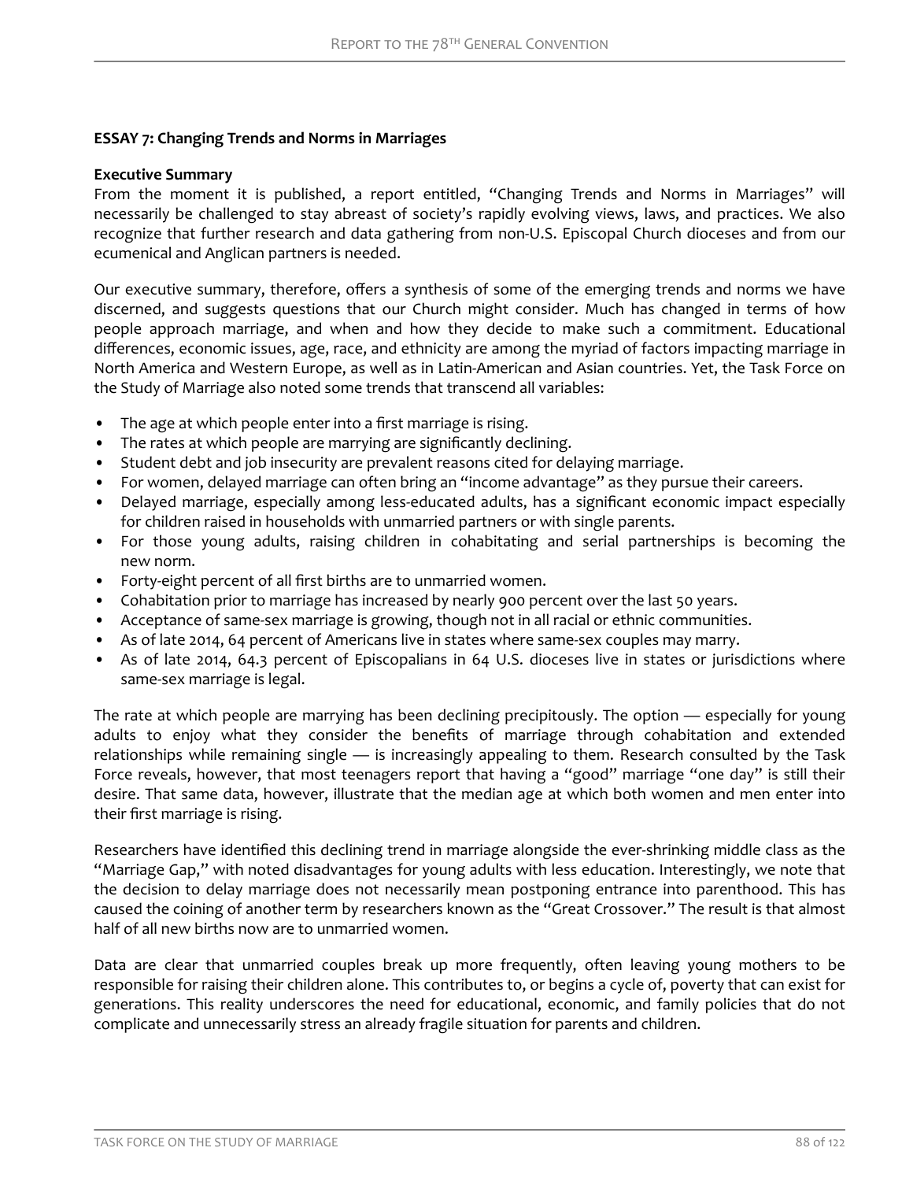## ESSAY 7: Changing Trends and Norms in Marriages

### Executive Summary

From the moment it is published, a report entitled, "Changing Trends and Norms in Marriages" will necessarily be challenged to stay abreast of society's rapidly evolving views, laws, and practices. We also recognize that further research and data gathering from non-U.S. Episcopal Church dioceses and from our ecumenical and Anglican partners is needed.

Our executive summary, therefore, offers a synthesis of some of the emerging trends and norms we have discerned, and suggests questions that our Church might consider. Much has changed in terms of how people approach marriage, and when and how they decide to make such a commitment. Educational differences, economic issues, age, race, and ethnicity are among the myriad of factors impacting marriage in North America and Western Europe, as well as in Latin-American and Asian countries. Yet, the Task Force on the Study of Marriage also noted some trends that transcend all variables:

- The age at which people enter into a first marriage is rising.
- The rates at which people are marrying are significantly declining.
- Student debt and job insecurity are prevalent reasons cited for delaying marriage.
- For women, delayed marriage can often bring an "income advantage" as they pursue their careers.
- Delayed marriage, especially among less-educated adults, has a significant economic impact especially for children raised in households with unmarried partners or with single parents.
- For those young adults, raising children in cohabitating and serial partnerships is becoming the new norm.
- Forty-eight percent of all first births are to unmarried women.
- Cohabitation prior to marriage has increased by nearly 900 percent over the last 50 years.
- Acceptance of same-sex marriage is growing, though not in all racial or ethnic communities.
- As of late 2014, 64 percent of Americans live in states where same-sex couples may marry.
- As of late 2014, 64.3 percent of Episcopalians in 64 U.S. dioceses live in states or jurisdictions where same-sex marriage is legal.

The rate at which people are marrying has been declining precipitously. The option — especially for young adults to enjoy what they consider the benefits of marriage through cohabitation and extended relationships while remaining single — is increasingly appealing to them. Research consulted by the Task Force reveals, however, that most teenagers report that having a "good" marriage "one day" is still their desire. That same data, however, illustrate that the median age at which both women and men enter into their first marriage is rising.

Researchers have identified this declining trend in marriage alongside the ever-shrinking middle class as the "Marriage Gap," with noted disadvantages for young adults with less education. Interestingly, we note that the decision to delay marriage does not necessarily mean postponing entrance into parenthood. This has caused the coining of another term by researchers known as the "Great Crossover." The result is that almost half of all new births now are to unmarried women.

Data are clear that unmarried couples break up more frequently, often leaving young mothers to be responsible for raising their children alone. This contributes to, or begins a cycle of, poverty that can exist for generations. This reality underscores the need for educational, economic, and family policies that do not complicate and unnecessarily stress an already fragile situation for parents and children.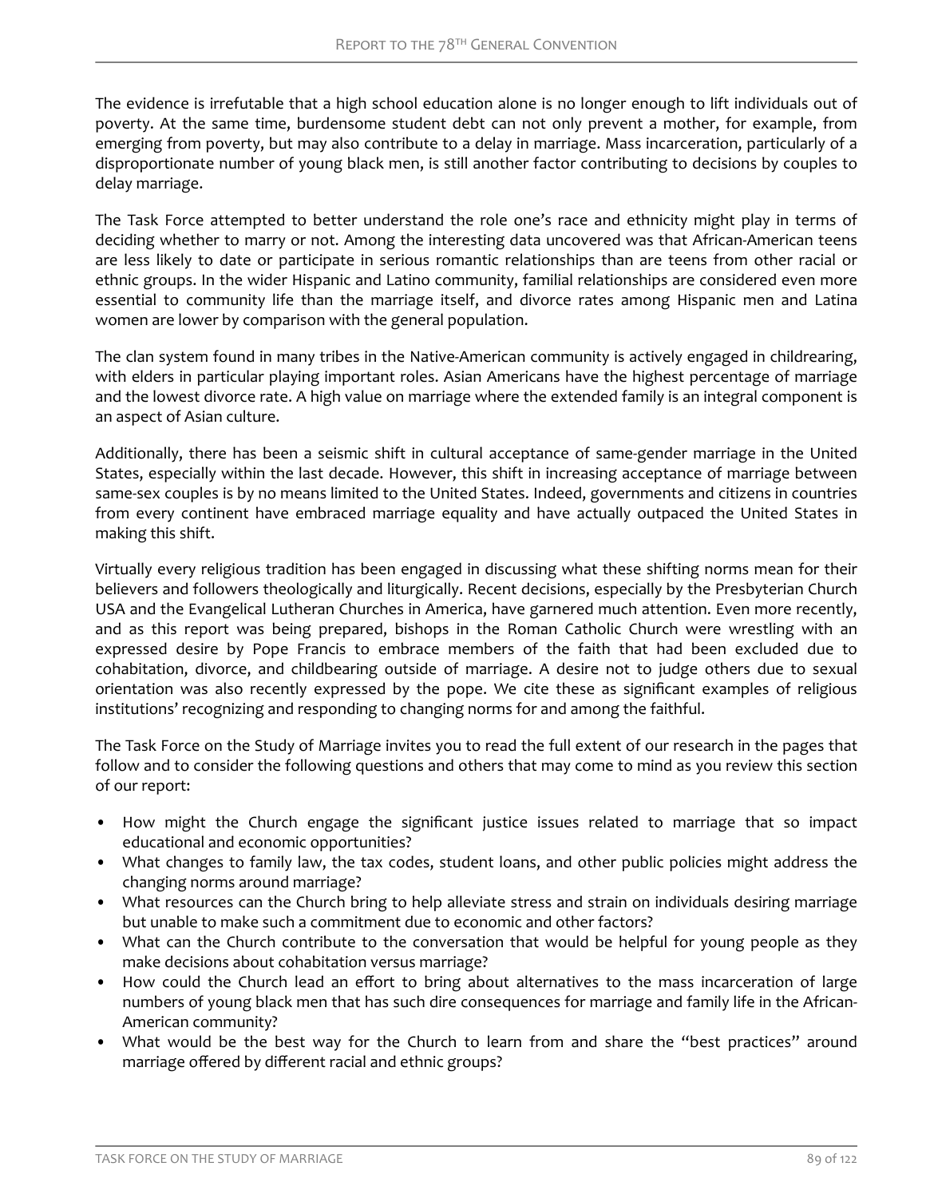The evidence is irrefutable that a high school education alone is no longer enough to lift individuals out of poverty. At the same time, burdensome student debt can not only prevent a mother, for example, from emerging from poverty, but may also contribute to a delay in marriage. Mass incarceration, particularly of a disproportionate number of young black men, is still another factor contributing to decisions by couples to delay marriage.

The Task Force attempted to better understand the role one's race and ethnicity might play in terms of deciding whether to marry or not. Among the interesting data uncovered was that African-American teens are less likely to date or participate in serious romantic relationships than are teens from other racial or ethnic groups. In the wider Hispanic and Latino community, familial relationships are considered even more essential to community life than the marriage itself, and divorce rates among Hispanic men and Latina women are lower by comparison with the general population.

The clan system found in many tribes in the Native-American community is actively engaged in childrearing, with elders in particular playing important roles. Asian Americans have the highest percentage of marriage and the lowest divorce rate. A high value on marriage where the extended family is an integral component is an aspect of Asian culture.

Additionally, there has been a seismic shift in cultural acceptance of same-gender marriage in the United States, especially within the last decade. However, this shift in increasing acceptance of marriage between same-sex couples is by no means limited to the United States. Indeed, governments and citizens in countries from every continent have embraced marriage equality and have actually outpaced the United States in making this shift.

Virtually every religious tradition has been engaged in discussing what these shifting norms mean for their believers and followers theologically and liturgically. Recent decisions, especially by the Presbyterian Church USA and the Evangelical Lutheran Churches in America, have garnered much attention. Even more recently, and as this report was being prepared, bishops in the Roman Catholic Church were wrestling with an expressed desire by Pope Francis to embrace members of the faith that had been excluded due to cohabitation, divorce, and childbearing outside of marriage. A desire not to judge others due to sexual orientation was also recently expressed by the pope. We cite these as significant examples of religious institutions' recognizing and responding to changing norms for and among the faithful.

The Task Force on the Study of Marriage invites you to read the full extent of our research in the pages that follow and to consider the following questions and others that may come to mind as you review this section of our report:

- How might the Church engage the significant justice issues related to marriage that so impact educational and economic opportunities?
- What changes to family law, the tax codes, student loans, and other public policies might address the changing norms around marriage?
- What resources can the Church bring to help alleviate stress and strain on individuals desiring marriage but unable to make such a commitment due to economic and other factors?
- What can the Church contribute to the conversation that would be helpful for young people as they make decisions about cohabitation versus marriage?
- How could the Church lead an effort to bring about alternatives to the mass incarceration of large numbers of young black men that has such dire consequences for marriage and family life in the African-American community?
- What would be the best way for the Church to learn from and share the "best practices" around marriage offered by different racial and ethnic groups?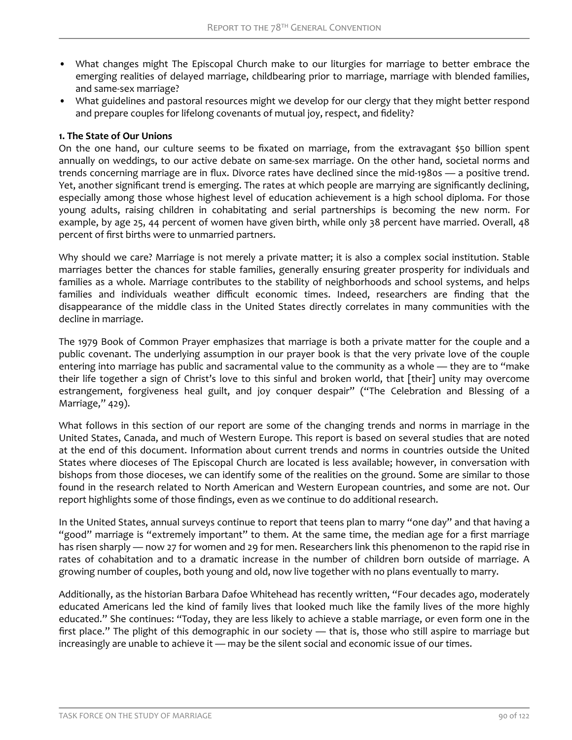- What changes might The Episcopal Church make to our liturgies for marriage to better embrace the emerging realities of delayed marriage, childbearing prior to marriage, marriage with blended families, and same-sex marriage?
- What guidelines and pastoral resources might we develop for our clergy that they might better respond and prepare couples for lifelong covenants of mutual joy, respect, and fidelity?

**1. The State of Our Unions**

On the one hand, our culture seems to be fixated on marriage, from the extravagant $50 billion spent annually on weddings, to our active debate on same-sex marriage. On the other hand, societal norms and trends concerning marriage are in flux. Divorce rates have declined since the mid-1980s — a positive trend. Yet, another significant trend is emerging. The rates at which people are marrying are significantly declining, especially among those whose highest level of education achievement is a high school diploma. For those young adults, raising children in cohabitating and serial partnerships is becoming the new norm. For example, by age 25, 44 percent of women have given birth, while only 38 percent have married. Overall, 48 percent of first births were to unmarried partners.

Why should we care? Marriage is not merely a private matter; it is also a complex social institution. Stable marriages better the chances for stable families, generally ensuring greater prosperity for individuals and families as a whole. Marriage contributes to the stability of neighborhoods and school systems, and helps families and individuals weather difficult economic times. Indeed, researchers are finding that the disappearance of the middle class in the United States directly correlates in many communities with the decline in marriage.

The 1979 Book of Common Prayer emphasizes that marriage is both a private matter for the couple and a public covenant. The underlying assumption in our prayer book is that the very private love of the couple entering into marriage has public and sacramental value to the community as a whole — they are to "make their life together a sign of Christ's love to this sinful and broken world, that [their] unity may overcome estrangement, forgiveness heal guilt, and joy conquer despair" ("The Celebration and Blessing of a Marriage," 429).

What follows in this section of our report are some of the changing trends and norms in marriage in the United States, Canada, and much of Western Europe. This report is based on several studies that are noted at the end of this document. Information about current trends and norms in countries outside the United States where dioceses of The Episcopal Church are located is less available; however, in conversation with bishops from those dioceses, we can identify some of the realities on the ground. Some are similar to those found in the research related to North American and Western European countries, and some are not. Our report highlights some of those findings, even as we continue to do additional research.

In the United States, annual surveys continue to report that teens plan to marry "one day" and that having a "good" marriage is "extremely important" to them. At the same time, the median age for a first marriage has risen sharply — now 27 for women and 29 for men. Researchers link this phenomenon to the rapid rise in rates of cohabitation and to a dramatic increase in the number of children born outside of marriage. A growing number of couples, both young and old, now live together with no plans eventually to marry.

Additionally, as the historian Barbara Dafoe Whitehead has recently written, "Four decades ago, moderately educated Americans led the kind of family lives that looked much like the family lives of the more highly educated." She continues: "Today, they are less likely to achieve a stable marriage, or even form one in the first place." The plight of this demographic in our society — that is, those who still aspire to marriage but increasingly are unable to achieve it — may be the silent social and economic issue of our times.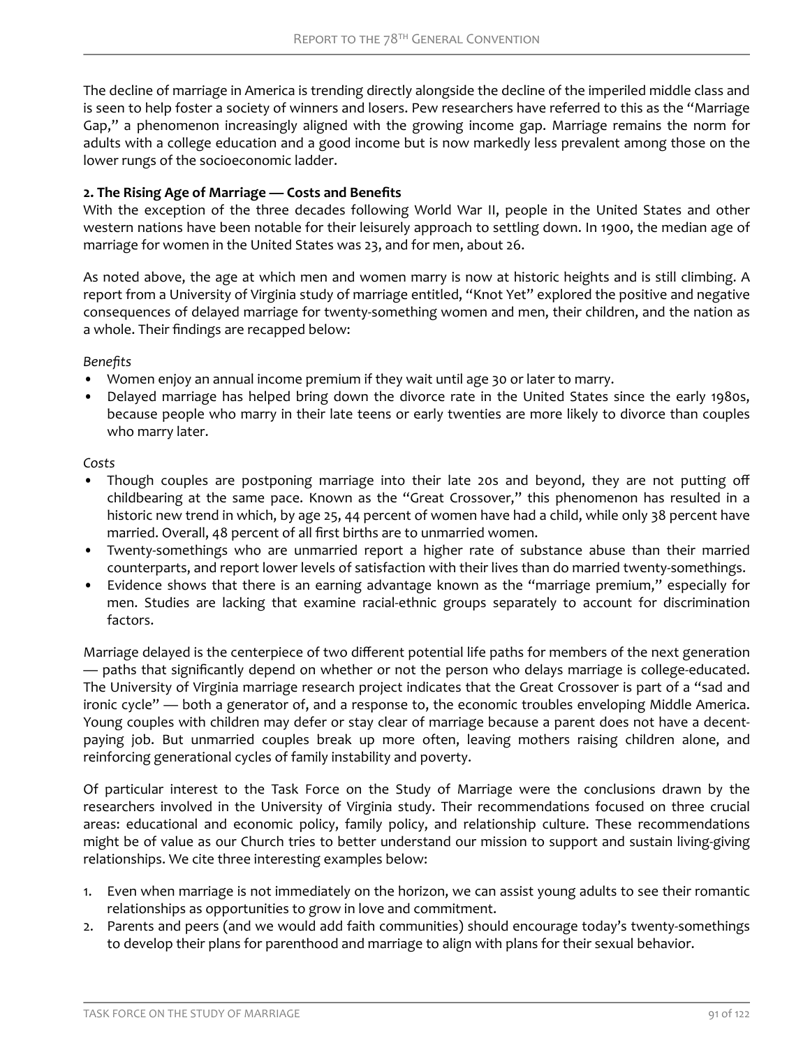The decline of marriage in America is trending directly alongside the decline of the imperiled middle class and is seen to help foster a society of winners and losers. Pew researchers have referred to this as the "Marriage Gap," a phenomenon increasingly aligned with the growing income gap. Marriage remains the norm for adults with a college education and a good income but is now markedly less prevalent among those on the lower rungs of the socioeconomic ladder.

**2. The Rising Age of Marriage — Costs and Benefits**

With the exception of the three decades following World War II, people in the United States and other western nations have been notable for their leisurely approach to settling down. In 1900, the median age of marriage for women in the United States was 23, and for men, about 26.

As noted above, the age at which men and women marry is now at historic heights and is still climbing. A report from a University of Virginia study of marriage entitled, "Knot Yet" explored the positive and negative consequences of delayed marriage for twenty-something women and men, their children, and the nation as a whole. Their findings are recapped below:

*Benefits*

- Women enjoy an annual income premium if they wait until age 30 or later to marry.
- Delayed marriage has helped bring down the divorce rate in the United States since the early 1980s, because people who marry in their late teens or early twenties are more likely to divorce than couples who marry later.

*Costs*

- Though couples are postponing marriage into their late 20s and beyond, they are not putting off childbearing at the same pace. Known as the "Great Crossover," this phenomenon has resulted in a historic new trend in which, by age 25, 44 percent of women have had a child, while only 38 percent have married. Overall, 48 percent of all first births are to unmarried women.
- Twenty-somethings who are unmarried report a higher rate of substance abuse than their married counterparts, and report lower levels of satisfaction with their lives than do married twenty-somethings.
- Evidence shows that there is an earning advantage known as the "marriage premium," especially for men. Studies are lacking that examine racial-ethnic groups separately to account for discrimination factors.

Marriage delayed is the centerpiece of two different potential life paths for members of the next generation — paths that significantly depend on whether or not the person who delays marriage is college-educated. The University of Virginia marriage research project indicates that the Great Crossover is part of a "sad and ironic cycle" — both a generator of, and a response to, the economic troubles enveloping Middle America. Young couples with children may defer or stay clear of marriage because a parent does not have a decent-paying job. But unmarried couples break up more often, leaving mothers raising children alone, and reinforcing generational cycles of family instability and poverty.

Of particular interest to the Task Force on the Study of Marriage were the conclusions drawn by the researchers involved in the University of Virginia study. Their recommendations focused on three crucial areas: educational and economic policy, family policy, and relationship culture. These recommendations might be of value as our Church tries to better understand our mission to support and sustain living-giving relationships. We cite three interesting examples below:

1. Even when marriage is not immediately on the horizon, we can assist young adults to see their romantic relationships as opportunities to grow in love and commitment.
2. Parents and peers (and we would add faith communities) should encourage today's twenty-somethings to develop their plans for parenthood and marriage to align with plans for their sexual behavior.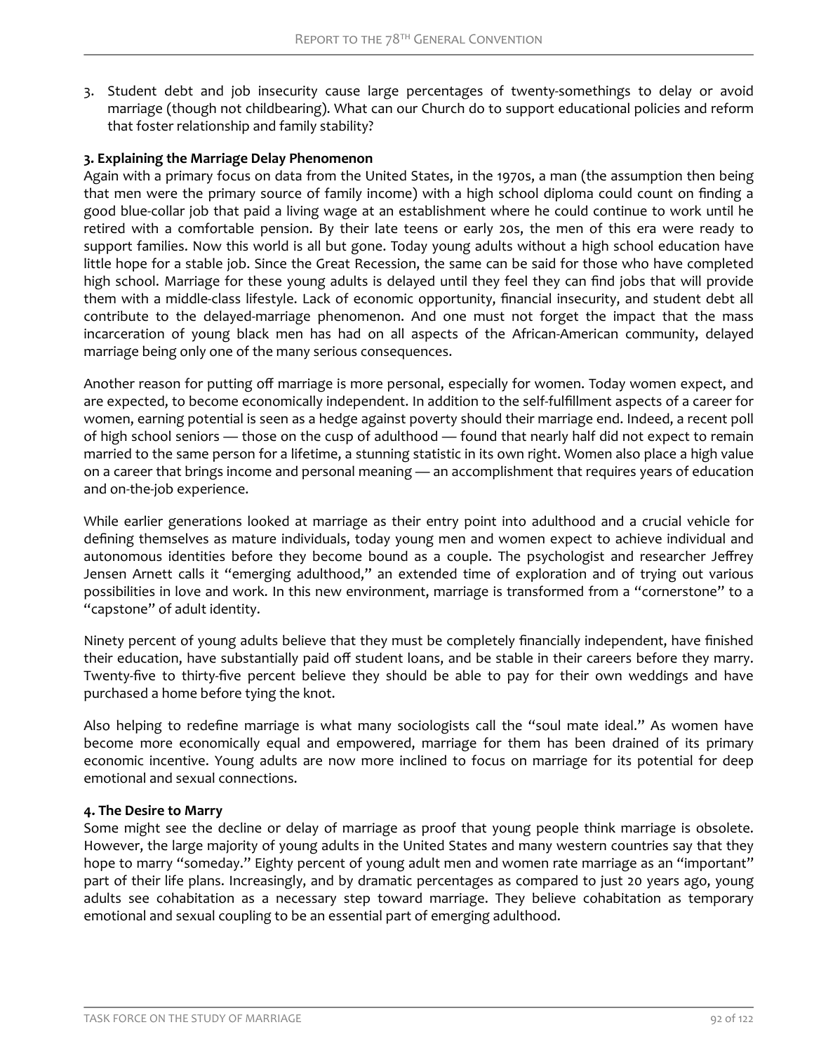3. Student debt and job insecurity cause large percentages of twenty-somethings to delay or avoid marriage (though not childbearing). What can our Church do to support educational policies and reform that foster relationship and family stability?

**3. Explaining the Marriage Delay Phenomenon**

Again with a primary focus on data from the United States, in the 1970s, a man (the assumption then being that men were the primary source of family income) with a high school diploma could count on finding a good blue-collar job that paid a living wage at an establishment where he could continue to work until he retired with a comfortable pension. By their late teens or early 20s, the men of this era were ready to support families. Now this world is all but gone. Today young adults without a high school education have little hope for a stable job. Since the Great Recession, the same can be said for those who have completed high school. Marriage for these young adults is delayed until they feel they can find jobs that will provide them with a middle-class lifestyle. Lack of economic opportunity, financial insecurity, and student debt all contribute to the delayed-marriage phenomenon. And one must not forget the impact that the mass incarceration of young black men has had on all aspects of the African-American community, delayed marriage being only one of the many serious consequences.

Another reason for putting off marriage is more personal, especially for women. Today women expect, and are expected, to become economically independent. In addition to the self-fulfillment aspects of a career for women, earning potential is seen as a hedge against poverty should their marriage end. Indeed, a recent poll of high school seniors — those on the cusp of adulthood — found that nearly half did not expect to remain married to the same person for a lifetime, a stunning statistic in its own right. Women also place a high value on a career that brings income and personal meaning — an accomplishment that requires years of education and on-the-job experience.

While earlier generations looked at marriage as their entry point into adulthood and a crucial vehicle for defining themselves as mature individuals, today young men and women expect to achieve individual and autonomous identities before they become bound as a couple. The psychologist and researcher Jeffrey Jensen Arnett calls it "emerging adulthood," an extended time of exploration and of trying out various possibilities in love and work. In this new environment, marriage is transformed from a "cornerstone" to a "capstone" of adult identity.

Ninety percent of young adults believe that they must be completely financially independent, have finished their education, have substantially paid off student loans, and be stable in their careers before they marry. Twenty-five to thirty-five percent believe they should be able to pay for their own weddings and have purchased a home before tying the knot.

Also helping to redefine marriage is what many sociologists call the "soul mate ideal." As women have become more economically equal and empowered, marriage for them has been drained of its primary economic incentive. Young adults are now more inclined to focus on marriage for its potential for deep emotional and sexual connections.

**4. The Desire to Marry**

Some might see the decline or delay of marriage as proof that young people think marriage is obsolete. However, the large majority of young adults in the United States and many western countries say that they hope to marry "someday." Eighty percent of young adult men and women rate marriage as an "important" part of their life plans. Increasingly, and by dramatic percentages as compared to just 20 years ago, young adults see cohabitation as a necessary step toward marriage. They believe cohabitation as temporary emotional and sexual coupling to be an essential part of emerging adulthood.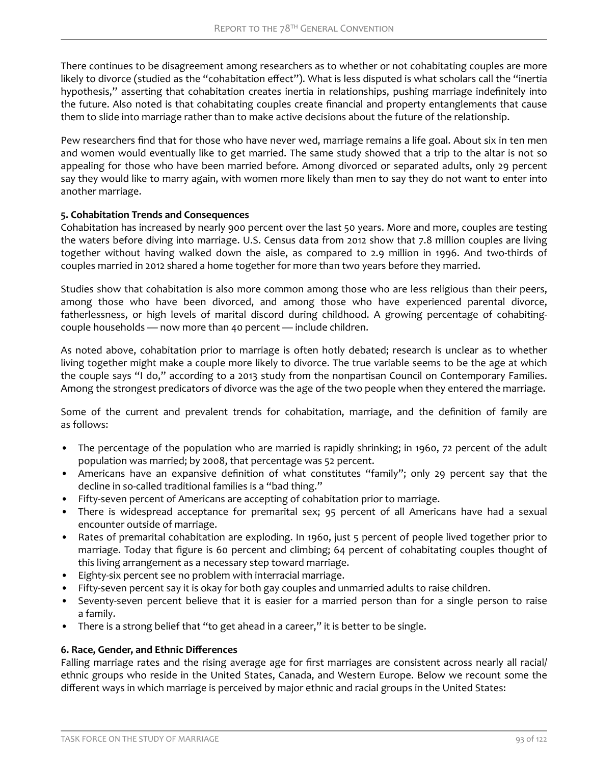There continues to be disagreement among researchers as to whether or not cohabitating couples are more likely to divorce (studied as the "cohabitation effect"). What is less disputed is what scholars call the "inertia hypothesis," asserting that cohabitation creates inertia in relationships, pushing marriage indefinitely into the future. Also noted is that cohabitating couples create financial and property entanglements that cause them to slide into marriage rather than to make active decisions about the future of the relationship.

Pew researchers find that for those who have never wed, marriage remains a life goal. About six in ten men and women would eventually like to get married. The same study showed that a trip to the altar is not so appealing for those who have been married before. Among divorced or separated adults, only 29 percent say they would like to marry again, with women more likely than men to say they do not want to enter into another marriage.

**5. Cohabitation Trends and Consequences**

Cohabitation has increased by nearly 900 percent over the last 50 years. More and more, couples are testing the waters before diving into marriage. U.S. Census data from 2012 show that 7.8 million couples are living together without having walked down the aisle, as compared to 2.9 million in 1996. And two-thirds of couples married in 2012 shared a home together for more than two years before they married.

Studies show that cohabitation is also more common among those who are less religious than their peers, among those who have been divorced, and among those who have experienced parental divorce, fatherlessness, or high levels of marital discord during childhood. A growing percentage of cohabiting-couple households — now more than 40 percent — include children.

As noted above, cohabitation prior to marriage is often hotly debated; research is unclear as to whether living together might make a couple more likely to divorce. The true variable seems to be the age at which the couple says "I do," according to a 2013 study from the nonpartisan Council on Contemporary Families. Among the strongest predicators of divorce was the age of the two people when they entered the marriage.

Some of the current and prevalent trends for cohabitation, marriage, and the definition of family are as follows:

- The percentage of the population who are married is rapidly shrinking; in 1960, 72 percent of the adult population was married; by 2008, that percentage was 52 percent.
- Americans have an expansive definition of what constitutes "family"; only 29 percent say that the decline in so-called traditional families is a "bad thing."
- Fifty-seven percent of Americans are accepting of cohabitation prior to marriage.
- There is widespread acceptance for premarital sex; 95 percent of all Americans have had a sexual encounter outside of marriage.
- Rates of premarital cohabitation are exploding. In 1960, just 5 percent of people lived together prior to marriage. Today that figure is 60 percent and climbing; 64 percent of cohabitating couples thought of this living arrangement as a necessary step toward marriage.
- Eighty-six percent see no problem with interracial marriage.
- Fifty-seven percent say it is okay for both gay couples and unmarried adults to raise children.
- Seventy-seven percent believe that it is easier for a married person than for a single person to raise a family.
- There is a strong belief that "to get ahead in a career," it is better to be single.

**6. Race, Gender, and Ethnic Differences**

Falling marriage rates and the rising average age for first marriages are consistent across nearly all racial/ethnic groups who reside in the United States, Canada, and Western Europe. Below we recount some the different ways in which marriage is perceived by major ethnic and racial groups in the United States: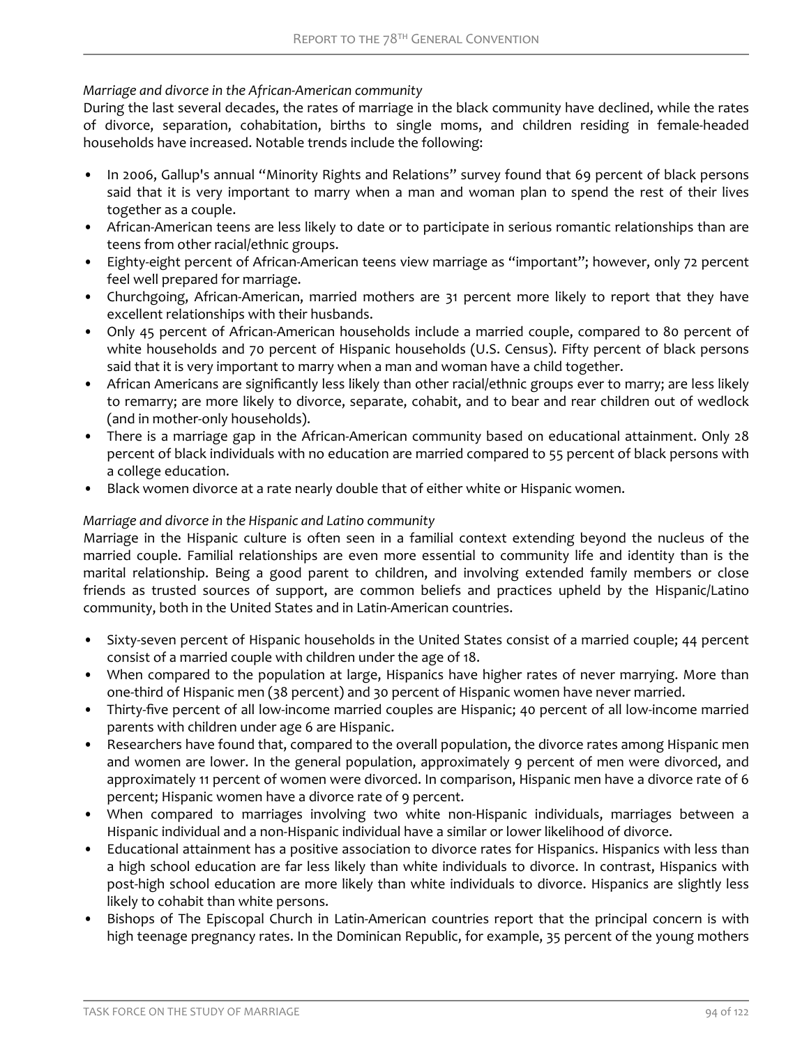*Marriage and divorce in the African-American community*

During the last several decades, the rates of marriage in the black community have declined, while the rates of divorce, separation, cohabitation, births to single moms, and children residing in female-headed households have increased. Notable trends include the following:

- In 2006, Gallup's annual "Minority Rights and Relations" survey found that 69 percent of black persons said that it is very important to marry when a man and woman plan to spend the rest of their lives together as a couple.
- African-American teens are less likely to date or to participate in serious romantic relationships than are teens from other racial/ethnic groups.
- Eighty-eight percent of African-American teens view marriage as "important"; however, only 72 percent feel well prepared for marriage.
- Churchgoing, African-American, married mothers are 31 percent more likely to report that they have excellent relationships with their husbands.
- Only 45 percent of African-American households include a married couple, compared to 80 percent of white households and 70 percent of Hispanic households (U.S. Census). Fifty percent of black persons said that it is very important to marry when a man and woman have a child together.
- African Americans are significantly less likely than other racial/ethnic groups ever to marry; are less likely to remarry; are more likely to divorce, separate, cohabit, and to bear and rear children out of wedlock (and in mother-only households).
- There is a marriage gap in the African-American community based on educational attainment. Only 28 percent of black individuals with no education are married compared to 55 percent of black persons with a college education.
- Black women divorce at a rate nearly double that of either white or Hispanic women.

*Marriage and divorce in the Hispanic and Latino community*

Marriage in the Hispanic culture is often seen in a familial context extending beyond the nucleus of the married couple. Familial relationships are even more essential to community life and identity than is the marital relationship. Being a good parent to children, and involving extended family members or close friends as trusted sources of support, are common beliefs and practices upheld by the Hispanic/Latino community, both in the United States and in Latin-American countries.

- Sixty-seven percent of Hispanic households in the United States consist of a married couple; 44 percent consist of a married couple with children under the age of 18.
- When compared to the population at large, Hispanics have higher rates of never marrying. More than one-third of Hispanic men (38 percent) and 30 percent of Hispanic women have never married.
- Thirty-five percent of all low-income married couples are Hispanic; 40 percent of all low-income married parents with children under age 6 are Hispanic.
- Researchers have found that, compared to the overall population, the divorce rates among Hispanic men and women are lower. In the general population, approximately 9 percent of men were divorced, and approximately 11 percent of women were divorced. In comparison, Hispanic men have a divorce rate of 6 percent; Hispanic women have a divorce rate of 9 percent.
- When compared to marriages involving two white non-Hispanic individuals, marriages between a Hispanic individual and a non-Hispanic individual have a similar or lower likelihood of divorce.
- Educational attainment has a positive association to divorce rates for Hispanics. Hispanics with less than a high school education are far less likely than white individuals to divorce. In contrast, Hispanics with post-high school education are more likely than white individuals to divorce. Hispanics are slightly less likely to cohabit than white persons.
- Bishops of The Episcopal Church in Latin-American countries report that the principal concern is with high teenage pregnancy rates. In the Dominican Republic, for example, 35 percent of the young mothers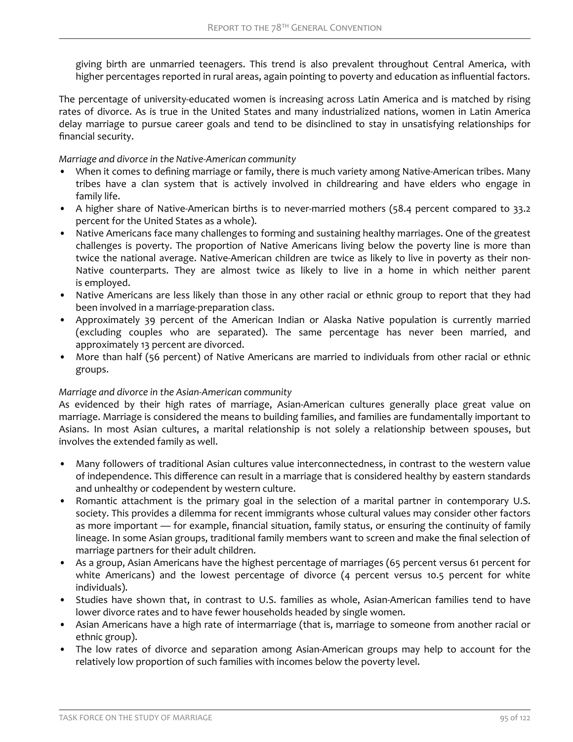giving birth are unmarried teenagers. This trend is also prevalent throughout Central America, with higher percentages reported in rural areas, again pointing to poverty and education as influential factors.

The percentage of university-educated women is increasing across Latin America and is matched by rising rates of divorce. As is true in the United States and many industrialized nations, women in Latin America delay marriage to pursue career goals and tend to be disinclined to stay in unsatisfying relationships for financial security.

*Marriage and divorce in the Native-American community*

- When it comes to defining marriage or family, there is much variety among Native-American tribes. Many tribes have a clan system that is actively involved in childrearing and have elders who engage in family life.
- A higher share of Native-American births is to never-married mothers (58.4 percent compared to 33.2 percent for the United States as a whole).
- Native Americans face many challenges to forming and sustaining healthy marriages. One of the greatest challenges is poverty. The proportion of Native Americans living below the poverty line is more than twice the national average. Native-American children are twice as likely to live in poverty as their non-Native counterparts. They are almost twice as likely to live in a home in which neither parent is employed.
- Native Americans are less likely than those in any other racial or ethnic group to report that they had been involved in a marriage-preparation class.
- Approximately 39 percent of the American Indian or Alaska Native population is currently married (excluding couples who are separated). The same percentage has never been married, and approximately 13 percent are divorced.
- More than half (56 percent) of Native Americans are married to individuals from other racial or ethnic groups.

*Marriage and divorce in the Asian-American community*

As evidenced by their high rates of marriage, Asian-American cultures generally place great value on marriage. Marriage is considered the means to building families, and families are fundamentally important to Asians. In most Asian cultures, a marital relationship is not solely a relationship between spouses, but involves the extended family as well.

- Many followers of traditional Asian cultures value interconnectedness, in contrast to the western value of independence. This difference can result in a marriage that is considered healthy by eastern standards and unhealthy or codependent by western culture.
- Romantic attachment is the primary goal in the selection of a marital partner in contemporary U.S. society. This provides a dilemma for recent immigrants whose cultural values may consider other factors as more important — for example, financial situation, family status, or ensuring the continuity of family lineage. In some Asian groups, traditional family members want to screen and make the final selection of marriage partners for their adult children.
- As a group, Asian Americans have the highest percentage of marriages (65 percent versus 61 percent for white Americans) and the lowest percentage of divorce (4 percent versus 10.5 percent for white individuals).
- Studies have shown that, in contrast to U.S. families as whole, Asian-American families tend to have lower divorce rates and to have fewer households headed by single women.
- Asian Americans have a high rate of intermarriage (that is, marriage to someone from another racial or ethnic group).
- The low rates of divorce and separation among Asian-American groups may help to account for the relatively low proportion of such families with incomes below the poverty level.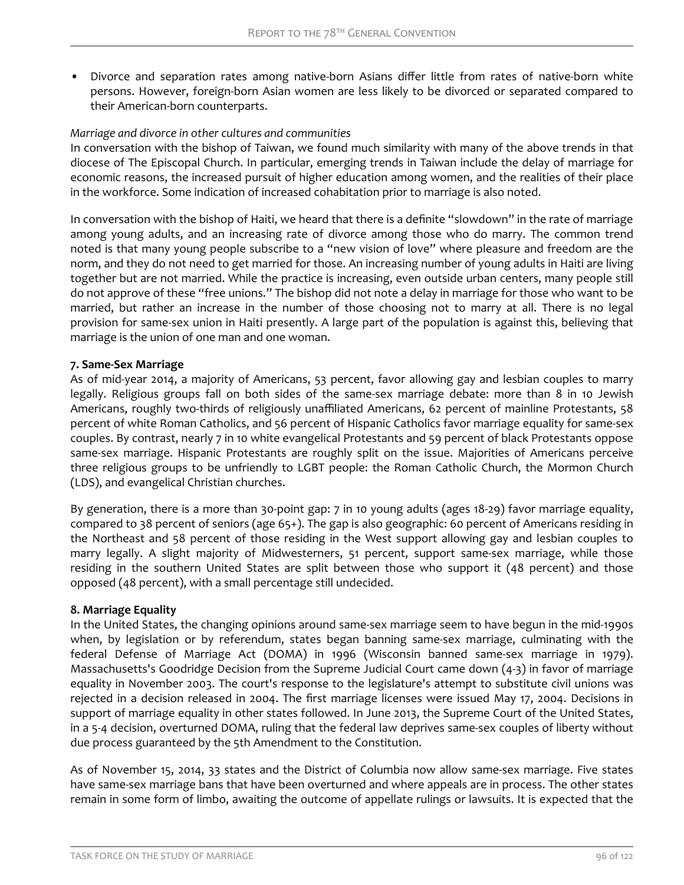- Divorce and separation rates among native-born Asians differ little from rates of native-born white persons. However, foreign-born Asian women are less likely to be divorced or separated compared to their American-born counterparts.

*Marriage and divorce in other cultures and communities*

In conversation with the bishop of Taiwan, we found much similarity with many of the above trends in that diocese of The Episcopal Church. In particular, emerging trends in Taiwan include the delay of marriage for economic reasons, the increased pursuit of higher education among women, and the realities of their place in the workforce. Some indication of increased cohabitation prior to marriage is also noted.

In conversation with the bishop of Haiti, we heard that there is a definite "slowdown" in the rate of marriage among young adults, and an increasing rate of divorce among those who do marry. The common trend noted is that many young people subscribe to a "new vision of love" where pleasure and freedom are the norm, and they do not need to get married for those. An increasing number of young adults in Haiti are living together but are not married. While the practice is increasing, even outside urban centers, many people still do not approve of these "free unions." The bishop did not note a delay in marriage for those who want to be married, but rather an increase in the number of those choosing not to marry at all. There is no legal provision for same-sex union in Haiti presently. A large part of the population is against this, believing that marriage is the union of one man and one woman.

**7. Same-Sex Marriage**

As of mid-year 2014, a majority of Americans, 53 percent, favor allowing gay and lesbian couples to marry legally. Religious groups fall on both sides of the same-sex marriage debate: more than 8 in 10 Jewish Americans, roughly two-thirds of religiously unaffiliated Americans, 62 percent of mainline Protestants, 58 percent of white Roman Catholics, and 56 percent of Hispanic Catholics favor marriage equality for same-sex couples. By contrast, nearly 7 in 10 white evangelical Protestants and 59 percent of black Protestants oppose same-sex marriage. Hispanic Protestants are roughly split on the issue. Majorities of Americans perceive three religious groups to be unfriendly to LGBT people: the Roman Catholic Church, the Mormon Church (LDS), and evangelical Christian churches.

By generation, there is a more than 30-point gap: 7 in 10 young adults (ages 18-29) favor marriage equality, compared to 38 percent of seniors (age 65+). The gap is also geographic: 60 percent of Americans residing in the Northeast and 58 percent of those residing in the West support allowing gay and lesbian couples to marry legally. A slight majority of Midwesterners, 51 percent, support same-sex marriage, while those residing in the southern United States are split between those who support it (48 percent) and those opposed (48 percent), with a small percentage still undecided.

**8. Marriage Equality**

In the United States, the changing opinions around same-sex marriage seem to have begun in the mid-1990s when, by legislation or by referendum, states began banning same-sex marriage, culminating with the federal Defense of Marriage Act (DOMA) in 1996 (Wisconsin banned same-sex marriage in 1979). Massachusetts's Goodridge Decision from the Supreme Judicial Court came down (4-3) in favor of marriage equality in November 2003. The court's response to the legislature's attempt to substitute civil unions was rejected in a decision released in 2004. The first marriage licenses were issued May 17, 2004. Decisions in support of marriage equality in other states followed. In June 2013, the Supreme Court of the United States, in a 5-4 decision, overturned DOMA, ruling that the federal law deprives same-sex couples of liberty without due process guaranteed by the 5th Amendment to the Constitution.

As of November 15, 2014, 33 states and the District of Columbia now allow same-sex marriage. Five states have same-sex marriage bans that have been overturned and where appeals are in process. The other states remain in some form of limbo, awaiting the outcome of appellate rulings or lawsuits. It is expected that the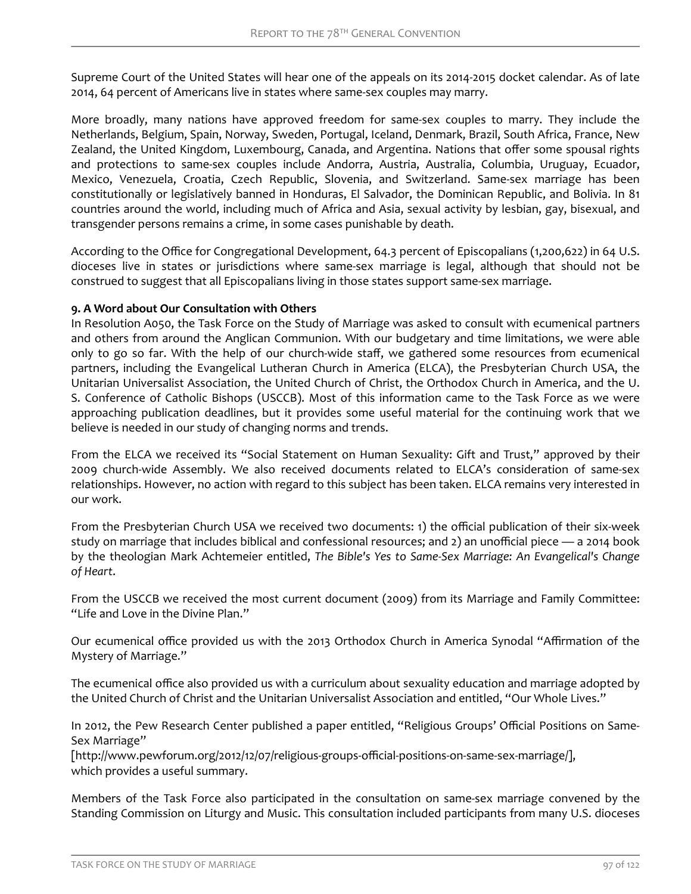Supreme Court of the United States will hear one of the appeals on its 2014-2015 docket calendar. As of late 2014, 64 percent of Americans live in states where same-sex couples may marry.

More broadly, many nations have approved freedom for same-sex couples to marry. They include the Netherlands, Belgium, Spain, Norway, Sweden, Portugal, Iceland, Denmark, Brazil, South Africa, France, New Zealand, the United Kingdom, Luxembourg, Canada, and Argentina. Nations that offer some spousal rights and protections to same-sex couples include Andorra, Austria, Australia, Columbia, Uruguay, Ecuador, Mexico, Venezuela, Croatia, Czech Republic, Slovenia, and Switzerland. Same-sex marriage has been constitutionally or legislatively banned in Honduras, El Salvador, the Dominican Republic, and Bolivia. In 81 countries around the world, including much of Africa and Asia, sexual activity by lesbian, gay, bisexual, and transgender persons remains a crime, in some cases punishable by death.

According to the Office for Congregational Development, 64.3 percent of Episcopalians (1,200,622) in 64 U.S. dioceses live in states or jurisdictions where same-sex marriage is legal, although that should not be construed to suggest that all Episcopalians living in those states support same-sex marriage.

**9. A Word about Our Consultation with Others**

In Resolution A050, the Task Force on the Study of Marriage was asked to consult with ecumenical partners and others from around the Anglican Communion. With our budgetary and time limitations, we were able only to go so far. With the help of our church-wide staff, we gathered some resources from ecumenical partners, including the Evangelical Lutheran Church in America (ELCA), the Presbyterian Church USA, the Unitarian Universalist Association, the United Church of Christ, the Orthodox Church in America, and the U. S. Conference of Catholic Bishops (USCCB). Most of this information came to the Task Force as we were approaching publication deadlines, but it provides some useful material for the continuing work that we believe is needed in our study of changing norms and trends.

From the ELCA we received its "Social Statement on Human Sexuality: Gift and Trust," approved by their 2009 church-wide Assembly. We also received documents related to ELCA's consideration of same-sex relationships. However, no action with regard to this subject has been taken. ELCA remains very interested in our work.

From the Presbyterian Church USA we received two documents: 1) the official publication of their six-week study on marriage that includes biblical and confessional resources; and 2) an unofficial piece — a 2014 book by the theologian Mark Achtemeier entitled, *The Bible's Yes to Same-Sex Marriage: An Evangelical's Change of Heart*.

From the USCCB we received the most current document (2009) from its Marriage and Family Committee: "Life and Love in the Divine Plan."

Our ecumenical office provided us with the 2013 Orthodox Church in America Synodal "Affirmation of the Mystery of Marriage."

The ecumenical office also provided us with a curriculum about sexuality education and marriage adopted by the United Church of Christ and the Unitarian Universalist Association and entitled, "Our Whole Lives."

In 2012, the Pew Research Center published a paper entitled, "Religious Groups' Official Positions on Same-Sex Marriage"
[http://www.pewforum.org/2012/12/07/religious-groups-official-positions-on-same-sex-marriage/],
which provides a useful summary.

Members of the Task Force also participated in the consultation on same-sex marriage convened by the Standing Commission on Liturgy and Music. This consultation included participants from many U.S. dioceses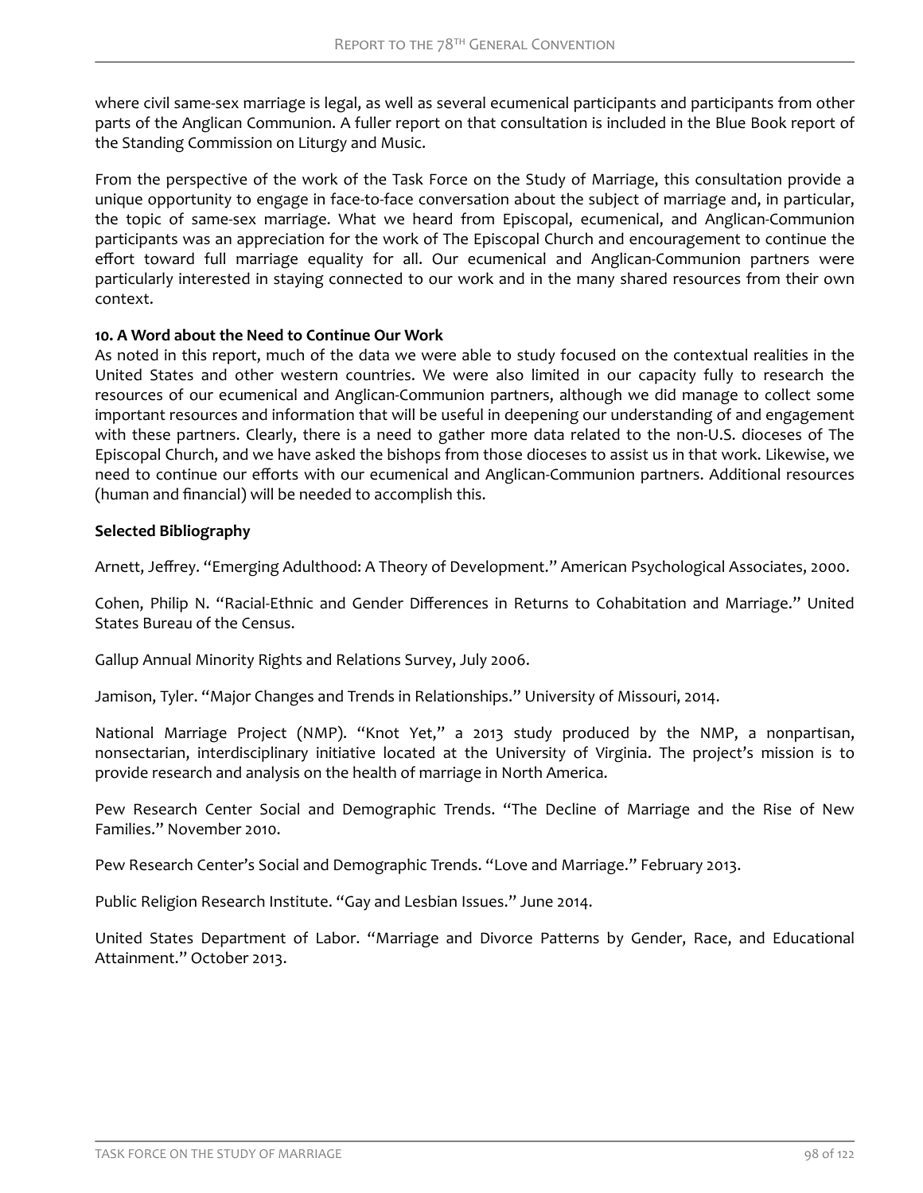where civil same-sex marriage is legal, as well as several ecumenical participants and participants from other parts of the Anglican Communion. A fuller report on that consultation is included in the Blue Book report of the Standing Commission on Liturgy and Music.

From the perspective of the work of the Task Force on the Study of Marriage, this consultation provide a unique opportunity to engage in face-to-face conversation about the subject of marriage and, in particular, the topic of same-sex marriage. What we heard from Episcopal, ecumenical, and Anglican-Communion participants was an appreciation for the work of The Episcopal Church and encouragement to continue the effort toward full marriage equality for all. Our ecumenical and Anglican-Communion partners were particularly interested in staying connected to our work and in the many shared resources from their own context.

**10. A Word about the Need to Continue Our Work**

As noted in this report, much of the data we were able to study focused on the contextual realities in the United States and other western countries. We were also limited in our capacity fully to research the resources of our ecumenical and Anglican-Communion partners, although we did manage to collect some important resources and information that will be useful in deepening our understanding of and engagement with these partners. Clearly, there is a need to gather more data related to the non-U.S. dioceses of The Episcopal Church, and we have asked the bishops from those dioceses to assist us in that work. Likewise, we need to continue our efforts with our ecumenical and Anglican-Communion partners. Additional resources (human and financial) will be needed to accomplish this.

**Selected Bibliography**

Arnett, Jeffrey. "Emerging Adulthood: A Theory of Development." American Psychological Associates, 2000.

Cohen, Philip N. "Racial-Ethnic and Gender Differences in Returns to Cohabitation and Marriage." United States Bureau of the Census.

Gallup Annual Minority Rights and Relations Survey, July 2006.

Jamison, Tyler. "Major Changes and Trends in Relationships." University of Missouri, 2014.

National Marriage Project (NMP). "Knot Yet," a 2013 study produced by the NMP, a nonpartisan, nonsectarian, interdisciplinary initiative located at the University of Virginia. The project's mission is to provide research and analysis on the health of marriage in North America.

Pew Research Center Social and Demographic Trends. "The Decline of Marriage and the Rise of New Families." November 2010.

Pew Research Center's Social and Demographic Trends. "Love and Marriage." February 2013.

Public Religion Research Institute. "Gay and Lesbian Issues." June 2014.

United States Department of Labor. "Marriage and Divorce Patterns by Gender, Race, and Educational Attainment." October 2013.